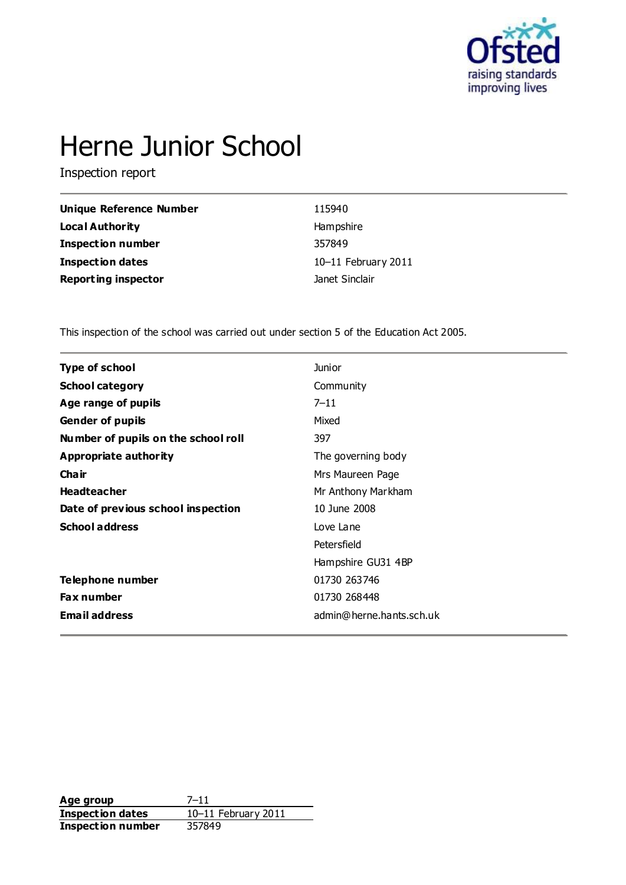# Herne Junior School

Inspection report

| | |
|---|---|
| **Unique Reference Number** | 115940 |
| **Local Authority** | Hampshire |
| **Inspection number** | 357849 |
| **Inspection dates** | 10–11 February 2011 |
| **Reporting inspector** | Janet Sinclair |

This inspection of the school was carried out under section 5 of the Education Act 2005.

| | |
|---|---|
| **Type of school** | Junior |
| **School category** | Community |
| **Age range of pupils** | 7–11 |
| **Gender of pupils** | Mixed |
| **Number of pupils on the school roll** | 397 |
| **Appropriate authority** | The governing body |
| **Chair** | Mrs Maureen Page |
| **Headteacher** | Mr Anthony Markham |
| **Date of previous school inspection** | 10 June 2008 |
| **School address** | Love Lane<br>Petersfield<br>Hampshire GU31 4BP |
| **Telephone number** | 01730 263746 |
| **Fax number** | 01730 268448 |
| **Email address** | admin@herne.hants.sch.uk |

| | |
|---|---|
| **Age group** | 7–11 |
| **Inspection dates** | 10–11 February 2011 |
| **Inspection number** | 357849 |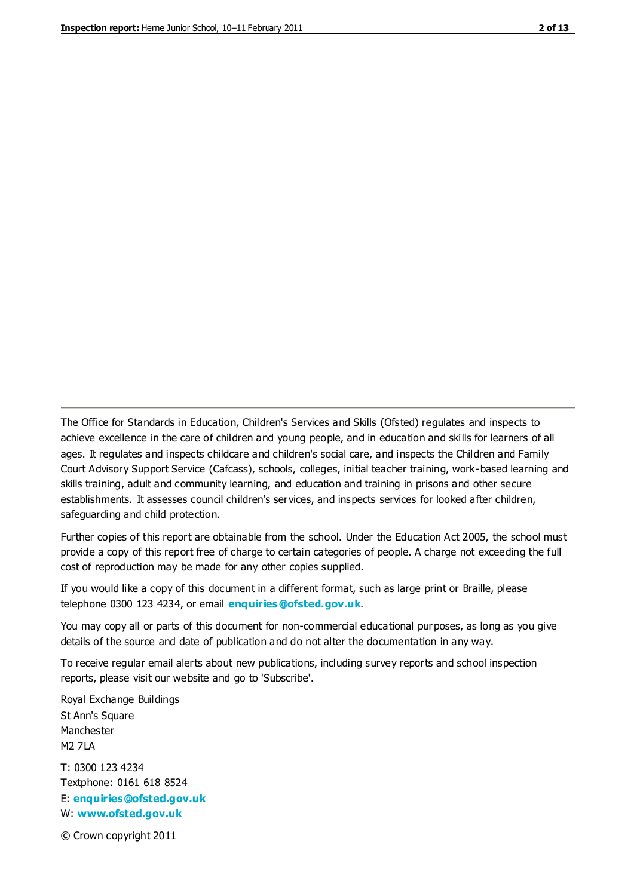The Office for Standards in Education, Children's Services and Skills (Ofsted) regulates and inspects to achieve excellence in the care of children and young people, and in education and skills for learners of all ages. It regulates and inspects childcare and children's social care, and inspects the Children and Family Court Advisory Support Service (Cafcass), schools, colleges, initial teacher training, work-based learning and skills training, adult and community learning, and education and training in prisons and other secure establishments. It assesses council children's services, and inspects services for looked after children, safeguarding and child protection.

Further copies of this report are obtainable from the school. Under the Education Act 2005, the school must provide a copy of this report free of charge to certain categories of people. A charge not exceeding the full cost of reproduction may be made for any other copies supplied.

If you would like a copy of this document in a different format, such as large print or Braille, please telephone 0300 123 4234, or email **enquiries@ofsted.gov.uk**.

You may copy all or parts of this document for non-commercial educational purposes, as long as you give details of the source and date of publication and do not alter the documentation in any way.

To receive regular email alerts about new publications, including survey reports and school inspection reports, please visit our website and go to 'Subscribe'.

Royal Exchange Buildings
St Ann's Square
Manchester
M2 7LA

T: 0300 123 4234
Textphone: 0161 618 8524
E: **enquiries@ofsted.gov.uk**
W: **www.ofsted.gov.uk**

© Crown copyright 2011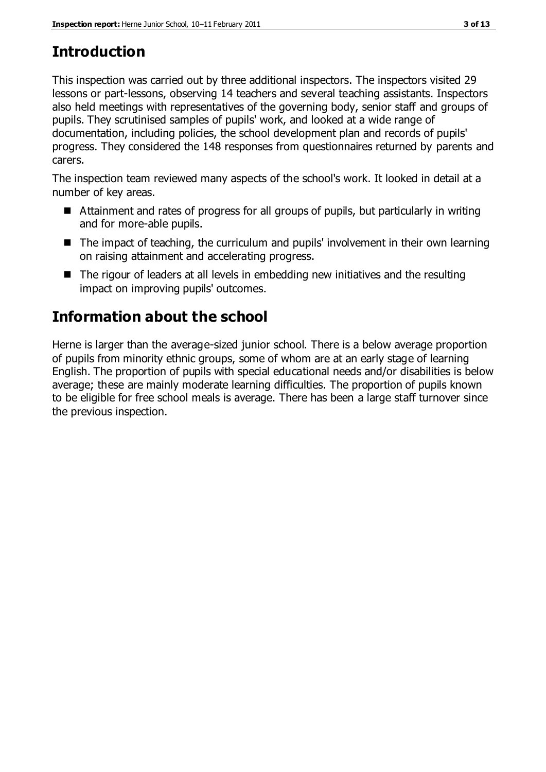## Introduction

This inspection was carried out by three additional inspectors. The inspectors visited 29 lessons or part-lessons, observing 14 teachers and several teaching assistants. Inspectors also held meetings with representatives of the governing body, senior staff and groups of pupils. They scrutinised samples of pupils' work, and looked at a wide range of documentation, including policies, the school development plan and records of pupils' progress. They considered the 148 responses from questionnaires returned by parents and carers.

The inspection team reviewed many aspects of the school's work. It looked in detail at a number of key areas.

- Attainment and rates of progress for all groups of pupils, but particularly in writing and for more-able pupils.
- The impact of teaching, the curriculum and pupils' involvement in their own learning on raising attainment and accelerating progress.
- The rigour of leaders at all levels in embedding new initiatives and the resulting impact on improving pupils' outcomes.

## Information about the school

Herne is larger than the average-sized junior school. There is a below average proportion of pupils from minority ethnic groups, some of whom are at an early stage of learning English. The proportion of pupils with special educational needs and/or disabilities is below average; these are mainly moderate learning difficulties. The proportion of pupils known to be eligible for free school meals is average. There has been a large staff turnover since the previous inspection.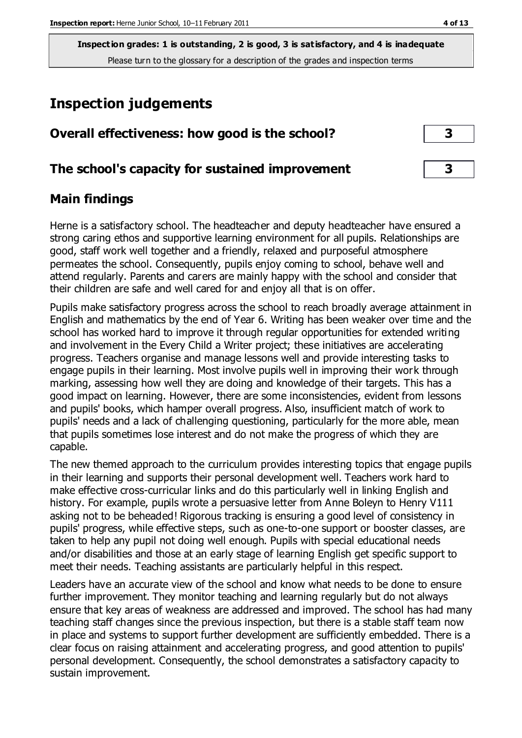**Inspection grades: 1 is outstanding, 2 is good, 3 is satisfactory, and 4 is inadequate**

Please turn to the glossary for a description of the grades and inspection terms

# Inspection judgements

## Overall effectiveness: how good is the school? — 3

## The school's capacity for sustained improvement — 3

## Main findings

Herne is a satisfactory school. The headteacher and deputy headteacher have ensured a strong caring ethos and supportive learning environment for all pupils. Relationships are good, staff work well together and a friendly, relaxed and purposeful atmosphere permeates the school. Consequently, pupils enjoy coming to school, behave well and attend regularly. Parents and carers are mainly happy with the school and consider that their children are safe and well cared for and enjoy all that is on offer.

Pupils make satisfactory progress across the school to reach broadly average attainment in English and mathematics by the end of Year 6. Writing has been weaker over time and the school has worked hard to improve it through regular opportunities for extended writing and involvement in the Every Child a Writer project; these initiatives are accelerating progress. Teachers organise and manage lessons well and provide interesting tasks to engage pupils in their learning. Most involve pupils well in improving their work through marking, assessing how well they are doing and knowledge of their targets. This has a good impact on learning. However, there are some inconsistencies, evident from lessons and pupils' books, which hamper overall progress. Also, insufficient match of work to pupils' needs and a lack of challenging questioning, particularly for the more able, mean that pupils sometimes lose interest and do not make the progress of which they are capable.

The new themed approach to the curriculum provides interesting topics that engage pupils in their learning and supports their personal development well. Teachers work hard to make effective cross-curricular links and do this particularly well in linking English and history. For example, pupils wrote a persuasive letter from Anne Boleyn to Henry V111 asking not to be beheaded! Rigorous tracking is ensuring a good level of consistency in pupils' progress, while effective steps, such as one-to-one support or booster classes, are taken to help any pupil not doing well enough. Pupils with special educational needs and/or disabilities and those at an early stage of learning English get specific support to meet their needs. Teaching assistants are particularly helpful in this respect.

Leaders have an accurate view of the school and know what needs to be done to ensure further improvement. They monitor teaching and learning regularly but do not always ensure that key areas of weakness are addressed and improved. The school has had many teaching staff changes since the previous inspection, but there is a stable staff team now in place and systems to support further development are sufficiently embedded. There is a clear focus on raising attainment and accelerating progress, and good attention to pupils' personal development. Consequently, the school demonstrates a satisfactory capacity to sustain improvement.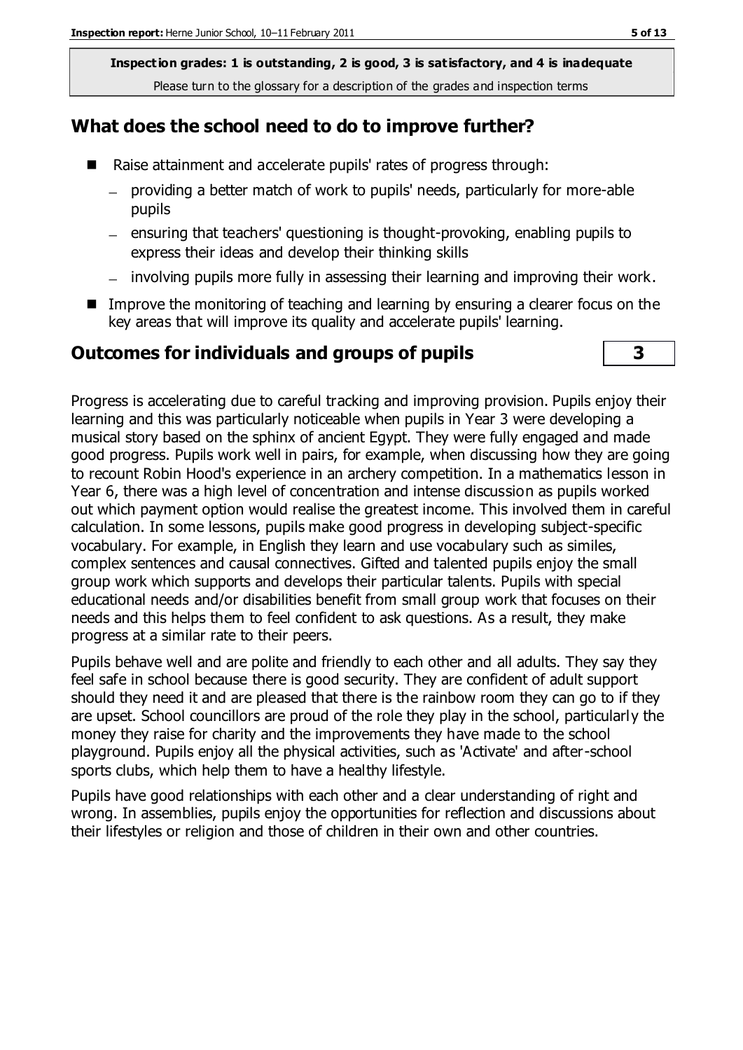**Inspection grades: 1 is outstanding, 2 is good, 3 is satisfactory, and 4 is inadequate**

Please turn to the glossary for a description of the grades and inspection terms

## What does the school need to do to improve further?

- Raise attainment and accelerate pupils' rates of progress through:
  - providing a better match of work to pupils' needs, particularly for more-able pupils
  - ensuring that teachers' questioning is thought-provoking, enabling pupils to express their ideas and develop their thinking skills
  - involving pupils more fully in assessing their learning and improving their work.
- Improve the monitoring of teaching and learning by ensuring a clearer focus on the key areas that will improve its quality and accelerate pupils' learning.

## Outcomes for individuals and groups of pupils — 3

Progress is accelerating due to careful tracking and improving provision. Pupils enjoy their learning and this was particularly noticeable when pupils in Year 3 were developing a musical story based on the sphinx of ancient Egypt. They were fully engaged and made good progress. Pupils work well in pairs, for example, when discussing how they are going to recount Robin Hood's experience in an archery competition. In a mathematics lesson in Year 6, there was a high level of concentration and intense discussion as pupils worked out which payment option would realise the greatest income. This involved them in careful calculation. In some lessons, pupils make good progress in developing subject-specific vocabulary. For example, in English they learn and use vocabulary such as similes, complex sentences and causal connectives. Gifted and talented pupils enjoy the small group work which supports and develops their particular talents. Pupils with special educational needs and/or disabilities benefit from small group work that focuses on their needs and this helps them to feel confident to ask questions. As a result, they make progress at a similar rate to their peers.

Pupils behave well and are polite and friendly to each other and all adults. They say they feel safe in school because there is good security. They are confident of adult support should they need it and are pleased that there is the rainbow room they can go to if they are upset. School councillors are proud of the role they play in the school, particularly the money they raise for charity and the improvements they have made to the school playground. Pupils enjoy all the physical activities, such as 'Activate' and after-school sports clubs, which help them to have a healthy lifestyle.

Pupils have good relationships with each other and a clear understanding of right and wrong. In assemblies, pupils enjoy the opportunities for reflection and discussions about their lifestyles or religion and those of children in their own and other countries.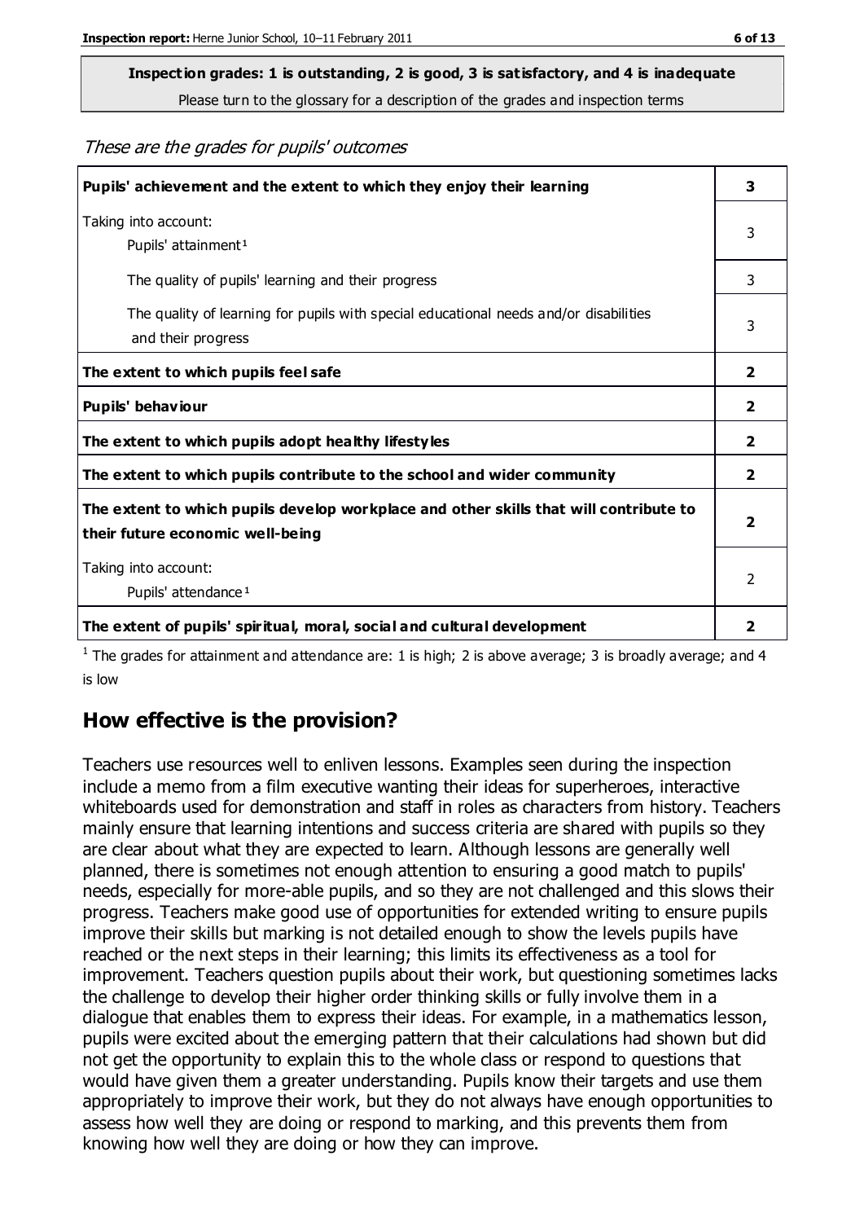**Inspection grades: 1 is outstanding, 2 is good, 3 is satisfactory, and 4 is inadequate**
Please turn to the glossary for a description of the grades and inspection terms

*These are the grades for pupils' outcomes*

| | |
|---|---|
| **Pupils' achievement and the extent to which they enjoy their learning** | **3** |
| Taking into account: Pupils' attainment[1] | 3 |
| The quality of pupils' learning and their progress | 3 |
| The quality of learning for pupils with special educational needs and/or disabilities and their progress | 3 |
| **The extent to which pupils feel safe** | **2** |
| **Pupils' behaviour** | **2** |
| **The extent to which pupils adopt healthy lifestyles** | **2** |
| **The extent to which pupils contribute to the school and wider community** | **2** |
| **The extent to which pupils develop workplace and other skills that will contribute to their future economic well-being** | **2** |
| Taking into account: Pupils' attendance[1] | 2 |
| **The extent of pupils' spiritual, moral, social and cultural development** | **2** |

[1] The grades for attainment and attendance are: 1 is high; 2 is above average; 3 is broadly average; and 4 is low

## How effective is the provision?

Teachers use resources well to enliven lessons. Examples seen during the inspection include a memo from a film executive wanting their ideas for superheroes, interactive whiteboards used for demonstration and staff in roles as characters from history. Teachers mainly ensure that learning intentions and success criteria are shared with pupils so they are clear about what they are expected to learn. Although lessons are generally well planned, there is sometimes not enough attention to ensuring a good match to pupils' needs, especially for more-able pupils, and so they are not challenged and this slows their progress. Teachers make good use of opportunities for extended writing to ensure pupils improve their skills but marking is not detailed enough to show the levels pupils have reached or the next steps in their learning; this limits its effectiveness as a tool for improvement. Teachers question pupils about their work, but questioning sometimes lacks the challenge to develop their higher order thinking skills or fully involve them in a dialogue that enables them to express their ideas. For example, in a mathematics lesson, pupils were excited about the emerging pattern that their calculations had shown but did not get the opportunity to explain this to the whole class or respond to questions that would have given them a greater understanding. Pupils know their targets and use them appropriately to improve their work, but they do not always have enough opportunities to assess how well they are doing or respond to marking, and this prevents them from knowing how well they are doing or how they can improve.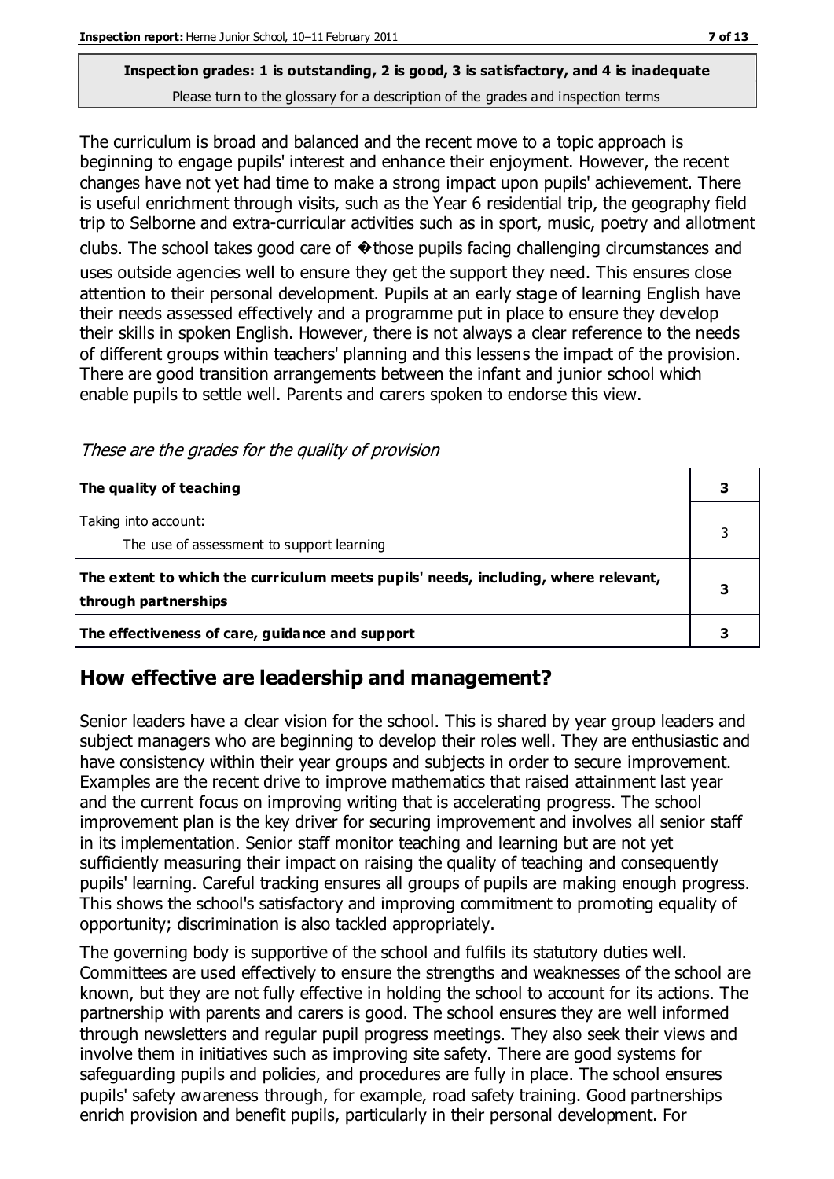**Inspection grades: 1 is outstanding, 2 is good, 3 is satisfactory, and 4 is inadequate**

Please turn to the glossary for a description of the grades and inspection terms

The curriculum is broad and balanced and the recent move to a topic approach is beginning to engage pupils' interest and enhance their enjoyment. However, the recent changes have not yet had time to make a strong impact upon pupils' achievement. There is useful enrichment through visits, such as the Year 6 residential trip, the geography field trip to Selborne and extra-curricular activities such as in sport, music, poetry and allotment clubs. The school takes good care of �those pupils facing challenging circumstances and uses outside agencies well to ensure they get the support they need. This ensures close attention to their personal development. Pupils at an early stage of learning English have their needs assessed effectively and a programme put in place to ensure they develop their skills in spoken English. However, there is not always a clear reference to the needs of different groups within teachers' planning and this lessens the impact of the provision. There are good transition arrangements between the infant and junior school which enable pupils to settle well. Parents and carers spoken to endorse this view.

*These are the grades for the quality of provision*

| | |
|---|---|
| **The quality of teaching** | **3** |
| Taking into account:<br>The use of assessment to support learning | 3 |
| **The extent to which the curriculum meets pupils' needs, including, where relevant, through partnerships** | **3** |
| **The effectiveness of care, guidance and support** | **3** |

## How effective are leadership and management?

Senior leaders have a clear vision for the school. This is shared by year group leaders and subject managers who are beginning to develop their roles well. They are enthusiastic and have consistency within their year groups and subjects in order to secure improvement. Examples are the recent drive to improve mathematics that raised attainment last year and the current focus on improving writing that is accelerating progress. The school improvement plan is the key driver for securing improvement and involves all senior staff in its implementation. Senior staff monitor teaching and learning but are not yet sufficiently measuring their impact on raising the quality of teaching and consequently pupils' learning. Careful tracking ensures all groups of pupils are making enough progress. This shows the school's satisfactory and improving commitment to promoting equality of opportunity; discrimination is also tackled appropriately.

The governing body is supportive of the school and fulfils its statutory duties well. Committees are used effectively to ensure the strengths and weaknesses of the school are known, but they are not fully effective in holding the school to account for its actions. The partnership with parents and carers is good. The school ensures they are well informed through newsletters and regular pupil progress meetings. They also seek their views and involve them in initiatives such as improving site safety. There are good systems for safeguarding pupils and policies, and procedures are fully in place. The school ensures pupils' safety awareness through, for example, road safety training. Good partnerships enrich provision and benefit pupils, particularly in their personal development. For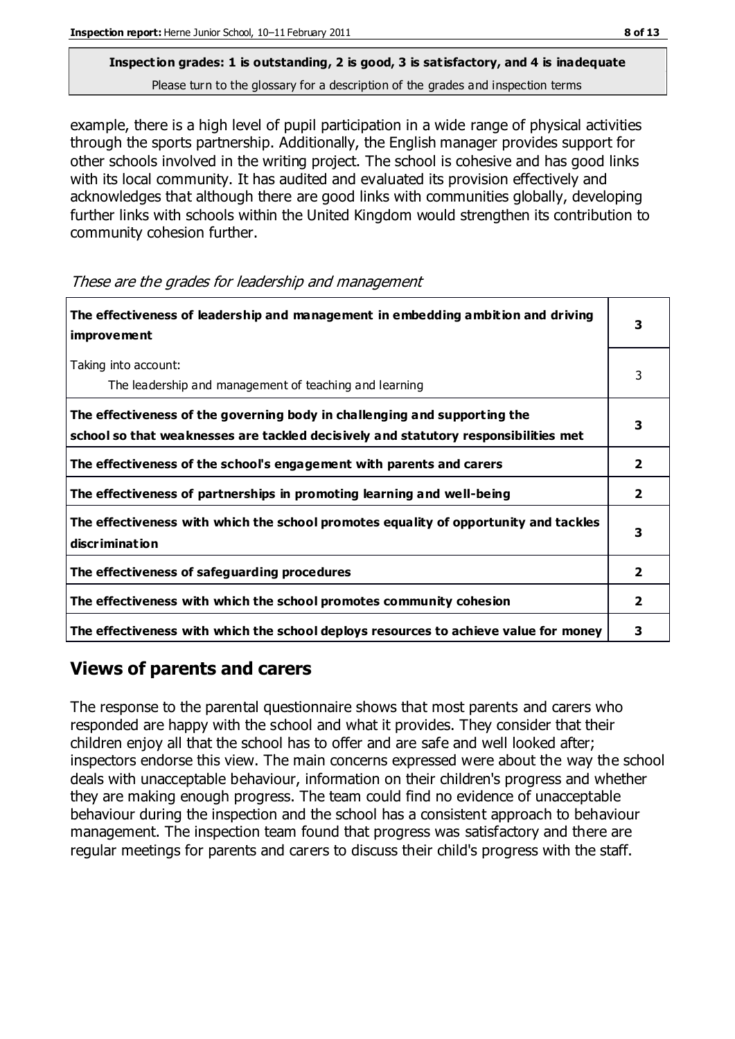**Inspection grades: 1 is outstanding, 2 is good, 3 is satisfactory, and 4 is inadequate**
Please turn to the glossary for a description of the grades and inspection terms

example, there is a high level of pupil participation in a wide range of physical activities through the sports partnership. Additionally, the English manager provides support for other schools involved in the writing project. The school is cohesive and has good links with its local community. It has audited and evaluated its provision effectively and acknowledges that although there are good links with communities globally, developing further links with schools within the United Kingdom would strengthen its contribution to community cohesion further.

*These are the grades for leadership and management*

| | |
|---|---|
| **The effectiveness of leadership and management in embedding ambition and driving improvement** | **3** |
| Taking into account: The leadership and management of teaching and learning | 3 |
| **The effectiveness of the governing body in challenging and supporting the school so that weaknesses are tackled decisively and statutory responsibilities met** | **3** |
| **The effectiveness of the school's engagement with parents and carers** | **2** |
| **The effectiveness of partnerships in promoting learning and well-being** | **2** |
| **The effectiveness with which the school promotes equality of opportunity and tackles discrimination** | **3** |
| **The effectiveness of safeguarding procedures** | **2** |
| **The effectiveness with which the school promotes community cohesion** | **2** |
| **The effectiveness with which the school deploys resources to achieve value for money** | **3** |

## Views of parents and carers

The response to the parental questionnaire shows that most parents and carers who responded are happy with the school and what it provides. They consider that their children enjoy all that the school has to offer and are safe and well looked after; inspectors endorse this view. The main concerns expressed were about the way the school deals with unacceptable behaviour, information on their children's progress and whether they are making enough progress. The team could find no evidence of unacceptable behaviour during the inspection and the school has a consistent approach to behaviour management. The inspection team found that progress was satisfactory and there are regular meetings for parents and carers to discuss their child's progress with the staff.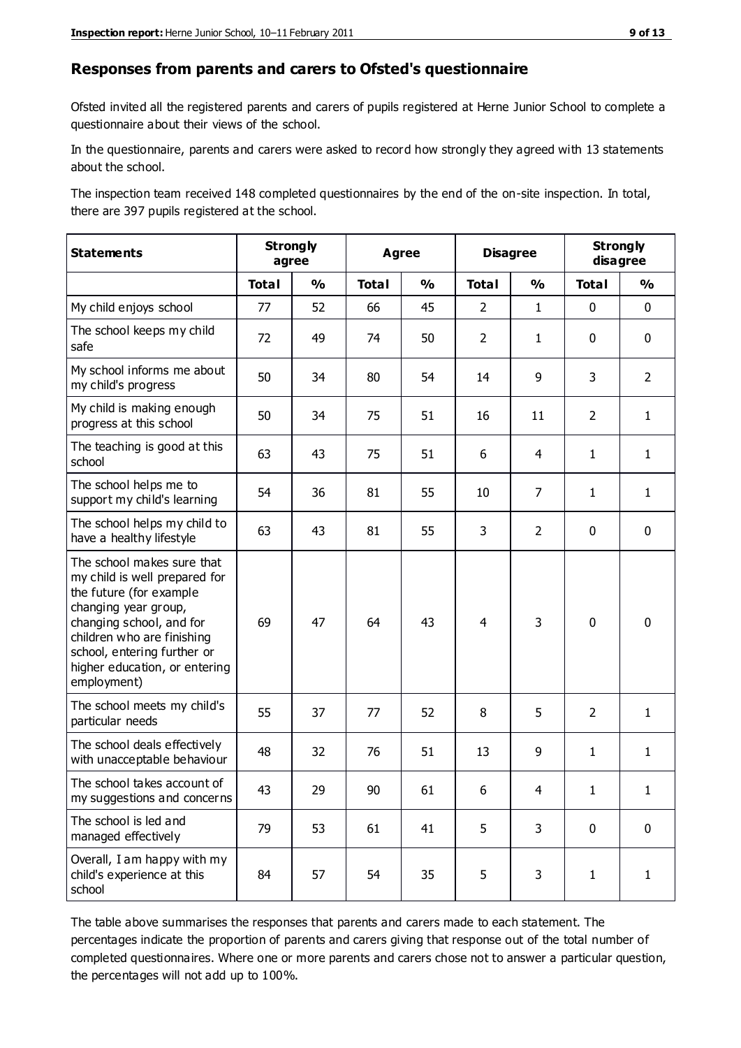## Responses from parents and carers to Ofsted's questionnaire

Ofsted invited all the registered parents and carers of pupils registered at Herne Junior School to complete a questionnaire about their views of the school.

In the questionnaire, parents and carers were asked to record how strongly they agreed with 13 statements about the school.

The inspection team received 148 completed questionnaires by the end of the on-site inspection. In total, there are 397 pupils registered at the school.

| Statements | Strongly agree | | Agree | | Disagree | | Strongly disagree | |
|---|---|---|---|---|---|---|---|---|
| | Total | % | Total | % | Total | % | Total | % |
| My child enjoys school | 77 | 52 | 66 | 45 | 2 | 1 | 0 | 0 |
| The school keeps my child safe | 72 | 49 | 74 | 50 | 2 | 1 | 0 | 0 |
| My school informs me about my child's progress | 50 | 34 | 80 | 54 | 14 | 9 | 3 | 2 |
| My child is making enough progress at this school | 50 | 34 | 75 | 51 | 16 | 11 | 2 | 1 |
| The teaching is good at this school | 63 | 43 | 75 | 51 | 6 | 4 | 1 | 1 |
| The school helps me to support my child's learning | 54 | 36 | 81 | 55 | 10 | 7 | 1 | 1 |
| The school helps my child to have a healthy lifestyle | 63 | 43 | 81 | 55 | 3 | 2 | 0 | 0 |
| The school makes sure that my child is well prepared for the future (for example changing year group, changing school, and for children who are finishing school, entering further or higher education, or entering employment) | 69 | 47 | 64 | 43 | 4 | 3 | 0 | 0 |
| The school meets my child's particular needs | 55 | 37 | 77 | 52 | 8 | 5 | 2 | 1 |
| The school deals effectively with unacceptable behaviour | 48 | 32 | 76 | 51 | 13 | 9 | 1 | 1 |
| The school takes account of my suggestions and concerns | 43 | 29 | 90 | 61 | 6 | 4 | 1 | 1 |
| The school is led and managed effectively | 79 | 53 | 61 | 41 | 5 | 3 | 0 | 0 |
| Overall, I am happy with my child's experience at this school | 84 | 57 | 54 | 35 | 5 | 3 | 1 | 1 |

The table above summarises the responses that parents and carers made to each statement. The percentages indicate the proportion of parents and carers giving that response out of the total number of completed questionnaires. Where one or more parents and carers chose not to answer a particular question, the percentages will not add up to 100%.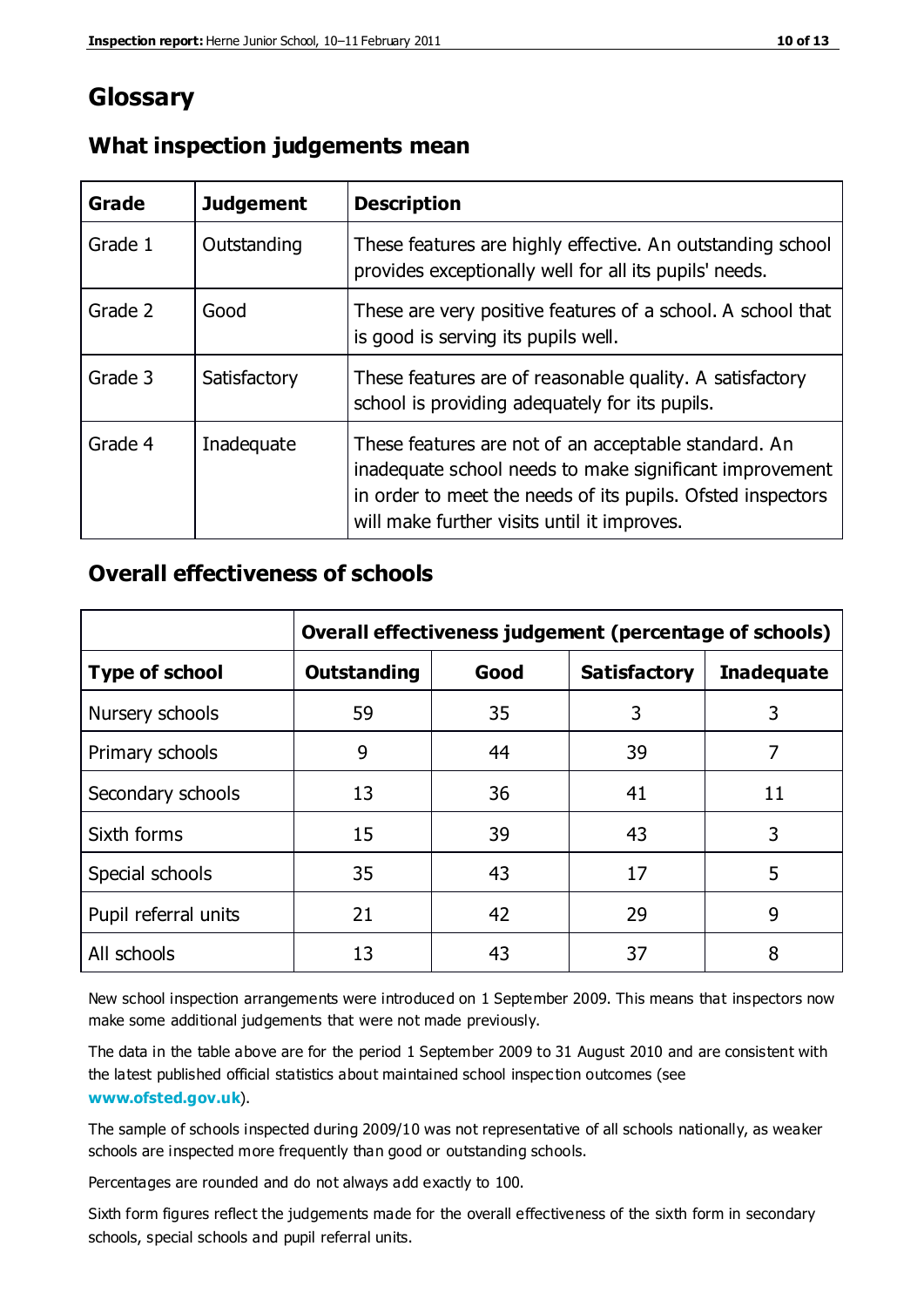# Glossary

## What inspection judgements mean

| Grade | Judgement | Description |
|---|---|---|
| Grade 1 | Outstanding | These features are highly effective. An outstanding school provides exceptionally well for all its pupils' needs. |
| Grade 2 | Good | These are very positive features of a school. A school that is good is serving its pupils well. |
| Grade 3 | Satisfactory | These features are of reasonable quality. A satisfactory school is providing adequately for its pupils. |
| Grade 4 | Inadequate | These features are not of an acceptable standard. An inadequate school needs to make significant improvement in order to meet the needs of its pupils. Ofsted inspectors will make further visits until it improves. |

## Overall effectiveness of schools

| | Overall effectiveness judgement (percentage of schools) | | | |
|---|---|---|---|---|
| **Type of school** | **Outstanding** | **Good** | **Satisfactory** | **Inadequate** |
| Nursery schools | 59 | 35 | 3 | 3 |
| Primary schools | 9 | 44 | 39 | 7 |
| Secondary schools | 13 | 36 | 41 | 11 |
| Sixth forms | 15 | 39 | 43 | 3 |
| Special schools | 35 | 43 | 17 | 5 |
| Pupil referral units | 21 | 42 | 29 | 9 |
| All schools | 13 | 43 | 37 | 8 |

New school inspection arrangements were introduced on 1 September 2009. This means that inspectors now make some additional judgements that were not made previously.

The data in the table above are for the period 1 September 2009 to 31 August 2010 and are consistent with the latest published official statistics about maintained school inspection outcomes (see **www.ofsted.gov.uk**).

The sample of schools inspected during 2009/10 was not representative of all schools nationally, as weaker schools are inspected more frequently than good or outstanding schools.

Percentages are rounded and do not always add exactly to 100.

Sixth form figures reflect the judgements made for the overall effectiveness of the sixth form in secondary schools, special schools and pupil referral units.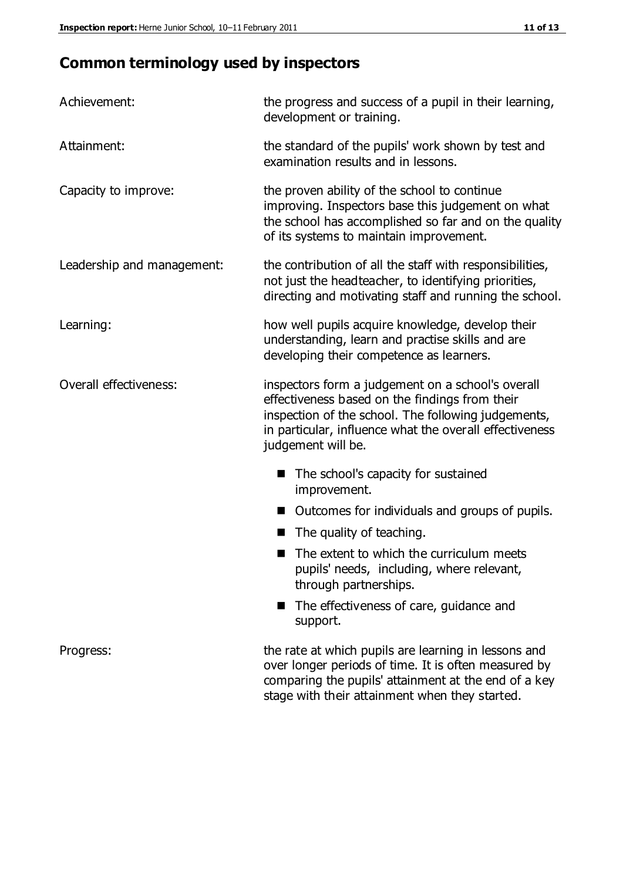## Common terminology used by inspectors

| | |
|---|---|
| Achievement: | the progress and success of a pupil in their learning, development or training. |
| Attainment: | the standard of the pupils' work shown by test and examination results and in lessons. |
| Capacity to improve: | the proven ability of the school to continue improving. Inspectors base this judgement on what the school has accomplished so far and on the quality of its systems to maintain improvement. |
| Leadership and management: | the contribution of all the staff with responsibilities, not just the headteacher, to identifying priorities, directing and motivating staff and running the school. |
| Learning: | how well pupils acquire knowledge, develop their understanding, learn and practise skills and are developing their competence as learners. |
| Overall effectiveness: | inspectors form a judgement on a school's overall effectiveness based on the findings from their inspection of the school. The following judgements, in particular, influence what the overall effectiveness judgement will be. |

- The school's capacity for sustained improvement.
- Outcomes for individuals and groups of pupils.
- The quality of teaching.
- The extent to which the curriculum meets pupils' needs, including, where relevant, through partnerships.
- The effectiveness of care, guidance and support.

| | |
|---|---|
| Progress: | the rate at which pupils are learning in lessons and over longer periods of time. It is often measured by comparing the pupils' attainment at the end of a key stage with their attainment when they started. |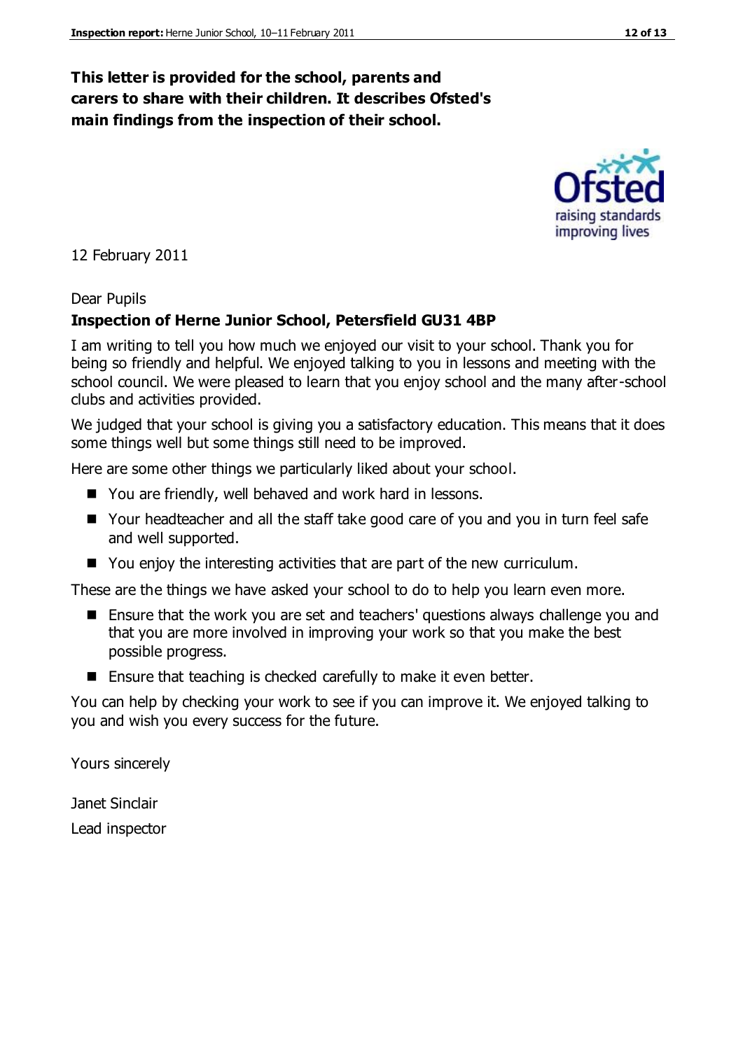**This letter is provided for the school, parents and carers to share with their children. It describes Ofsted's main findings from the inspection of their school.**

12 February 2011

Dear Pupils

**Inspection of Herne Junior School, Petersfield GU31 4BP**

I am writing to tell you how much we enjoyed our visit to your school. Thank you for being so friendly and helpful. We enjoyed talking to you in lessons and meeting with the school council. We were pleased to learn that you enjoy school and the many after-school clubs and activities provided.

We judged that your school is giving you a satisfactory education. This means that it does some things well but some things still need to be improved.

Here are some other things we particularly liked about your school.

- You are friendly, well behaved and work hard in lessons.
- Your headteacher and all the staff take good care of you and you in turn feel safe and well supported.
- You enjoy the interesting activities that are part of the new curriculum.

These are the things we have asked your school to do to help you learn even more.

- Ensure that the work you are set and teachers' questions always challenge you and that you are more involved in improving your work so that you make the best possible progress.
- Ensure that teaching is checked carefully to make it even better.

You can help by checking your work to see if you can improve it. We enjoyed talking to you and wish you every success for the future.

Yours sincerely

Janet Sinclair

Lead inspector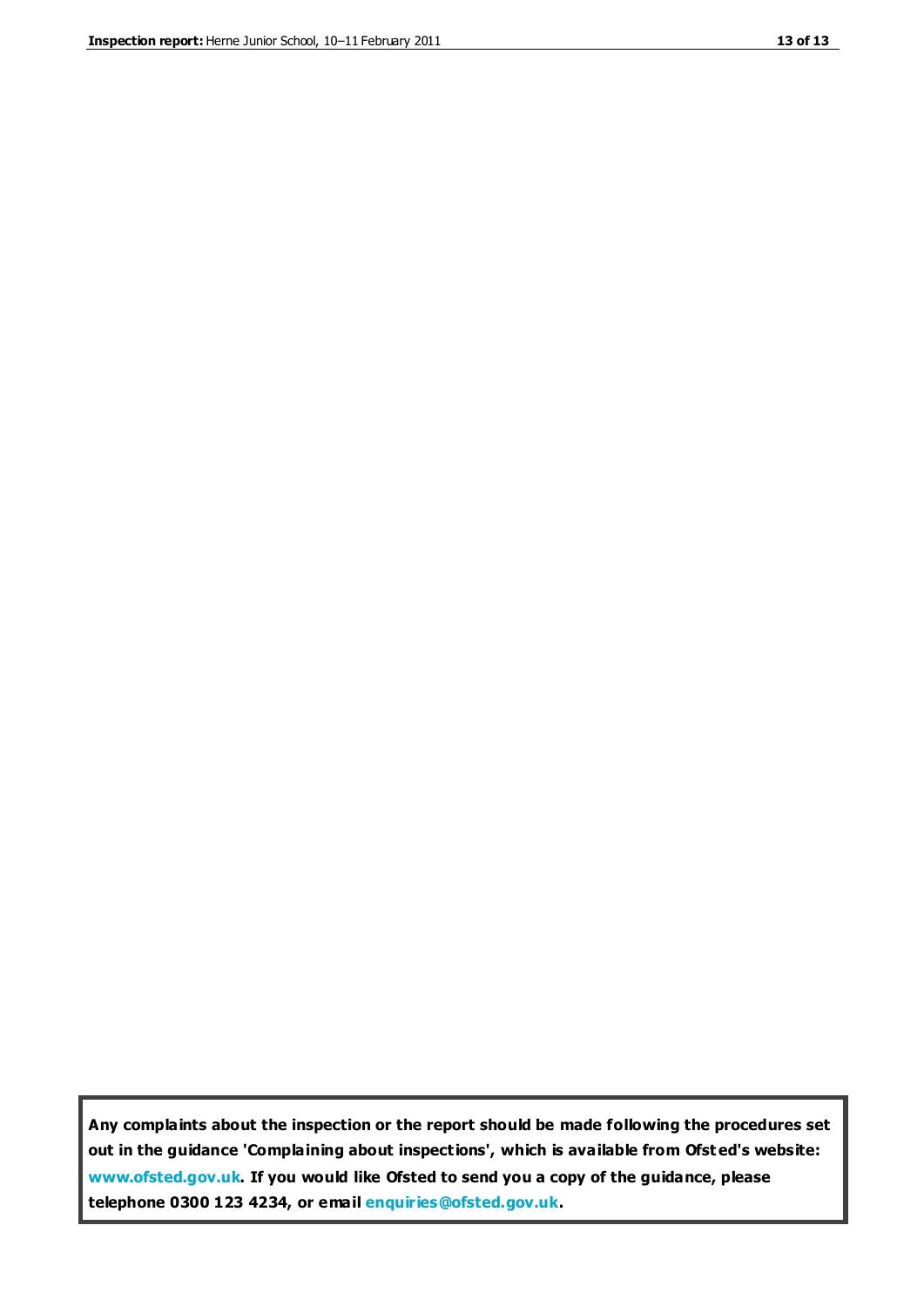**Any complaints about the inspection or the report should be made following the procedures set out in the guidance 'Complaining about inspections', which is available from Ofsted's website: www.ofsted.gov.uk. If you would like Ofsted to send you a copy of the guidance, please telephone 0300 123 4234, or email enquiries@ofsted.gov.uk.**